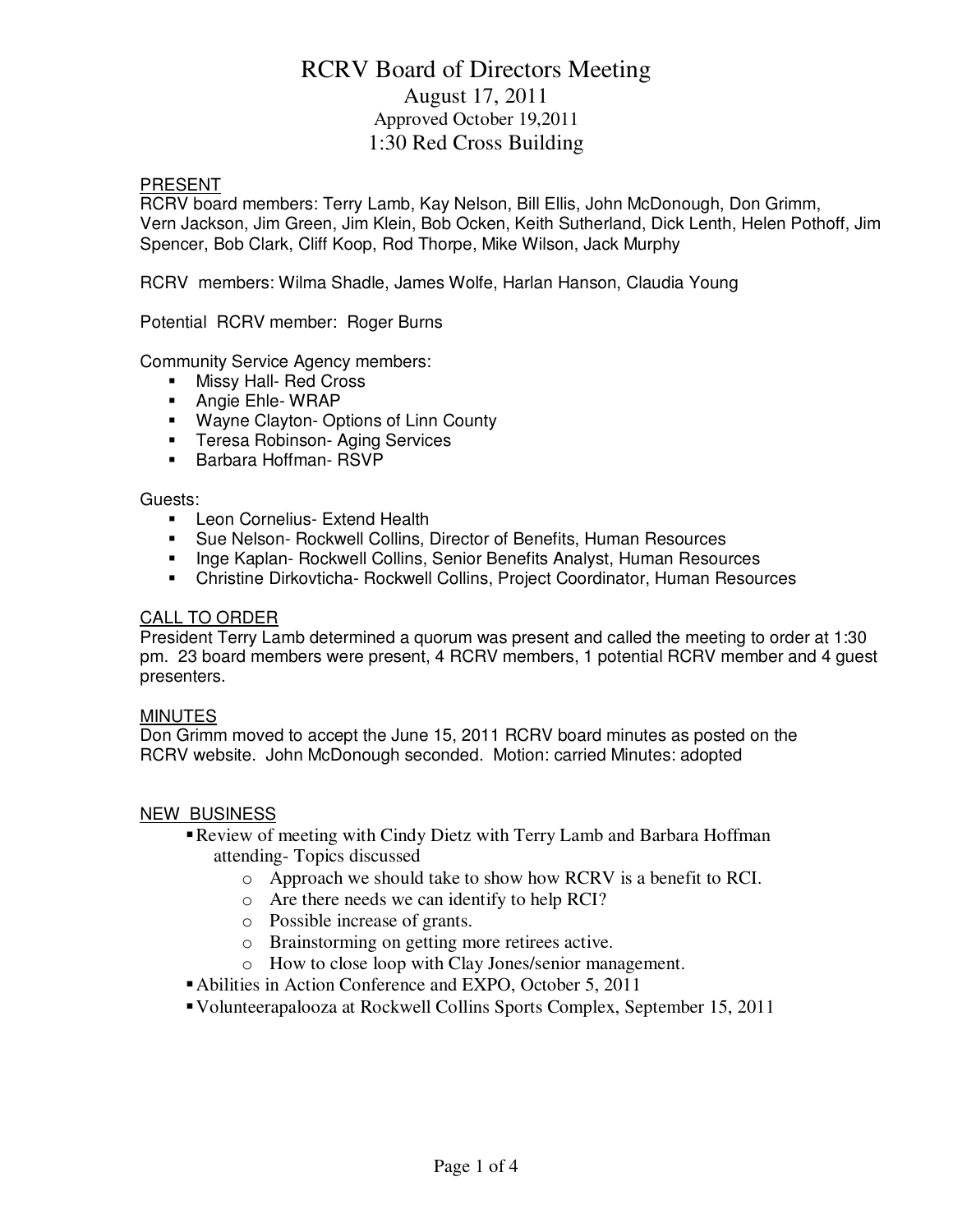# RCRV Board of Directors Meeting

August 17, 2011

Approved October 19,2011

1:30 Red Cross Building

PRESENT

RCRV board members: Terry Lamb, Kay Nelson, Bill Ellis, John McDonough, Don Grimm, Vern Jackson, Jim Green, Jim Klein, Bob Ocken, Keith Sutherland, Dick Lenth, Helen Pothoff, Jim Spencer, Bob Clark, Cliff Koop, Rod Thorpe, Mike Wilson, Jack Murphy

RCRV members: Wilma Shadle, James Wolfe, Harlan Hanson, Claudia Young

Potential RCRV member: Roger Burns

Community Service Agency members:

- Missy Hall- Red Cross
- Angie Ehle- WRAP
- Wayne Clayton- Options of Linn County
- Teresa Robinson- Aging Services
- Barbara Hoffman- RSVP

Guests:

- Leon Cornelius- Extend Health
- Sue Nelson- Rockwell Collins, Director of Benefits, Human Resources
- Inge Kaplan- Rockwell Collins, Senior Benefits Analyst, Human Resources
- Christine Dirkovticha- Rockwell Collins, Project Coordinator, Human Resources

CALL TO ORDER

President Terry Lamb determined a quorum was present and called the meeting to order at 1:30 pm. 23 board members were present, 4 RCRV members, 1 potential RCRV member and 4 guest presenters.

MINUTES

Don Grimm moved to accept the June 15, 2011 RCRV board minutes as posted on the RCRV website. John McDonough seconded. Motion: carried Minutes: adopted

NEW BUSINESS

- Review of meeting with Cindy Dietz with Terry Lamb and Barbara Hoffman attending- Topics discussed
  - Approach we should take to show how RCRV is a benefit to RCI.
  - Are there needs we can identify to help RCI?
  - Possible increase of grants.
  - Brainstorming on getting more retirees active.
  - How to close loop with Clay Jones/senior management.
- Abilities in Action Conference and EXPO, October 5, 2011
- Volunteerapalooza at Rockwell Collins Sports Complex, September 15, 2011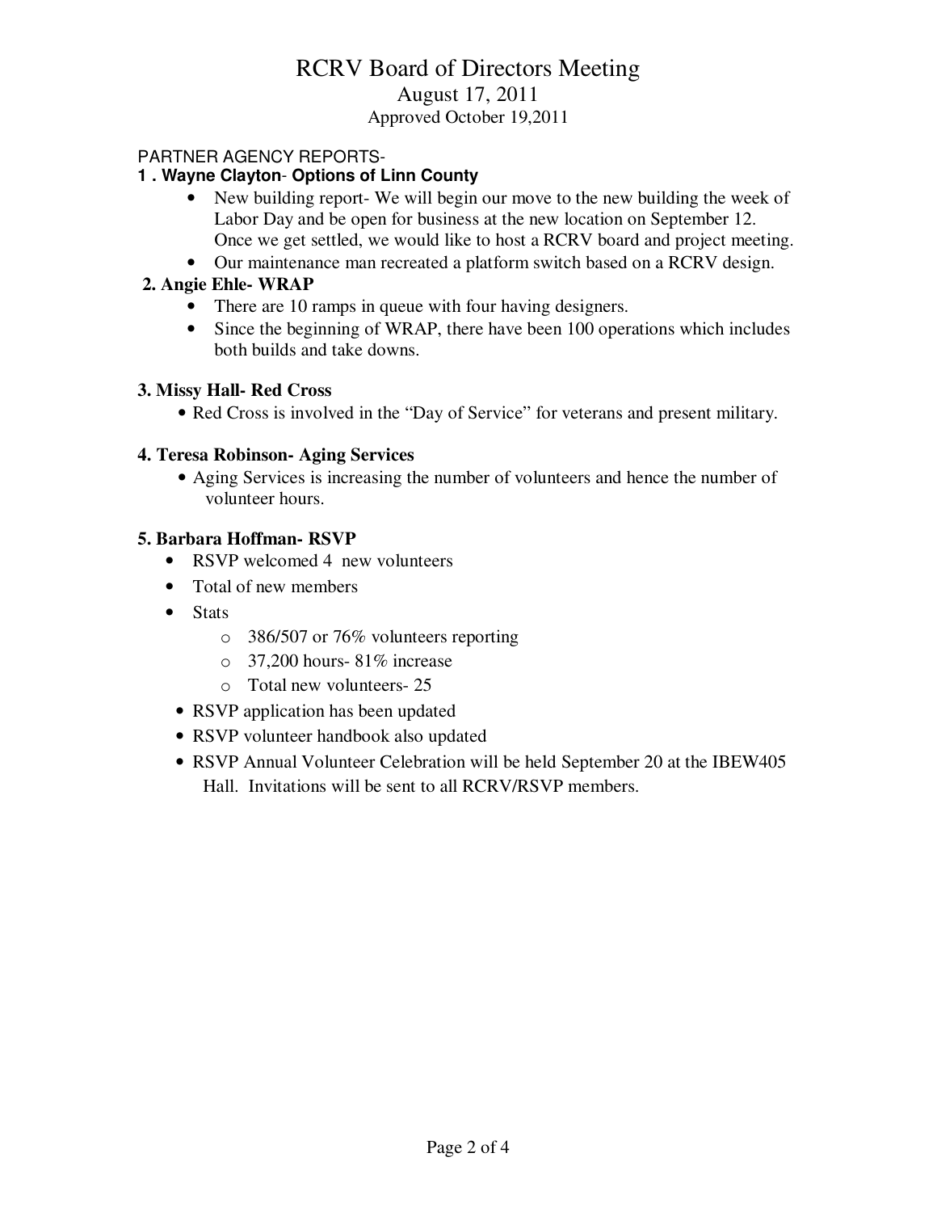# RCRV Board of Directors Meeting

August 17, 2011

Approved October 19,2011

PARTNER AGENCY REPORTS-

**1 . Wayne Clayton- Options of Linn County**

- New building report- We will begin our move to the new building the week of Labor Day and be open for business at the new location on September 12. Once we get settled, we would like to host a RCRV board and project meeting.
- Our maintenance man recreated a platform switch based on a RCRV design.

**2. Angie Ehle- WRAP**

- There are 10 ramps in queue with four having designers.
- Since the beginning of WRAP, there have been 100 operations which includes both builds and take downs.

**3. Missy Hall- Red Cross**

- Red Cross is involved in the "Day of Service" for veterans and present military.

**4. Teresa Robinson- Aging Services**

- Aging Services is increasing the number of volunteers and hence the number of volunteer hours.

**5. Barbara Hoffman- RSVP**

- RSVP welcomed 4 new volunteers
- Total of new members
- Stats
  - 386/507 or 76% volunteers reporting
  - 37,200 hours- 81% increase
  - Total new volunteers- 25
- RSVP application has been updated
- RSVP volunteer handbook also updated
- RSVP Annual Volunteer Celebration will be held September 20 at the IBEW405 Hall. Invitations will be sent to all RCRV/RSVP members.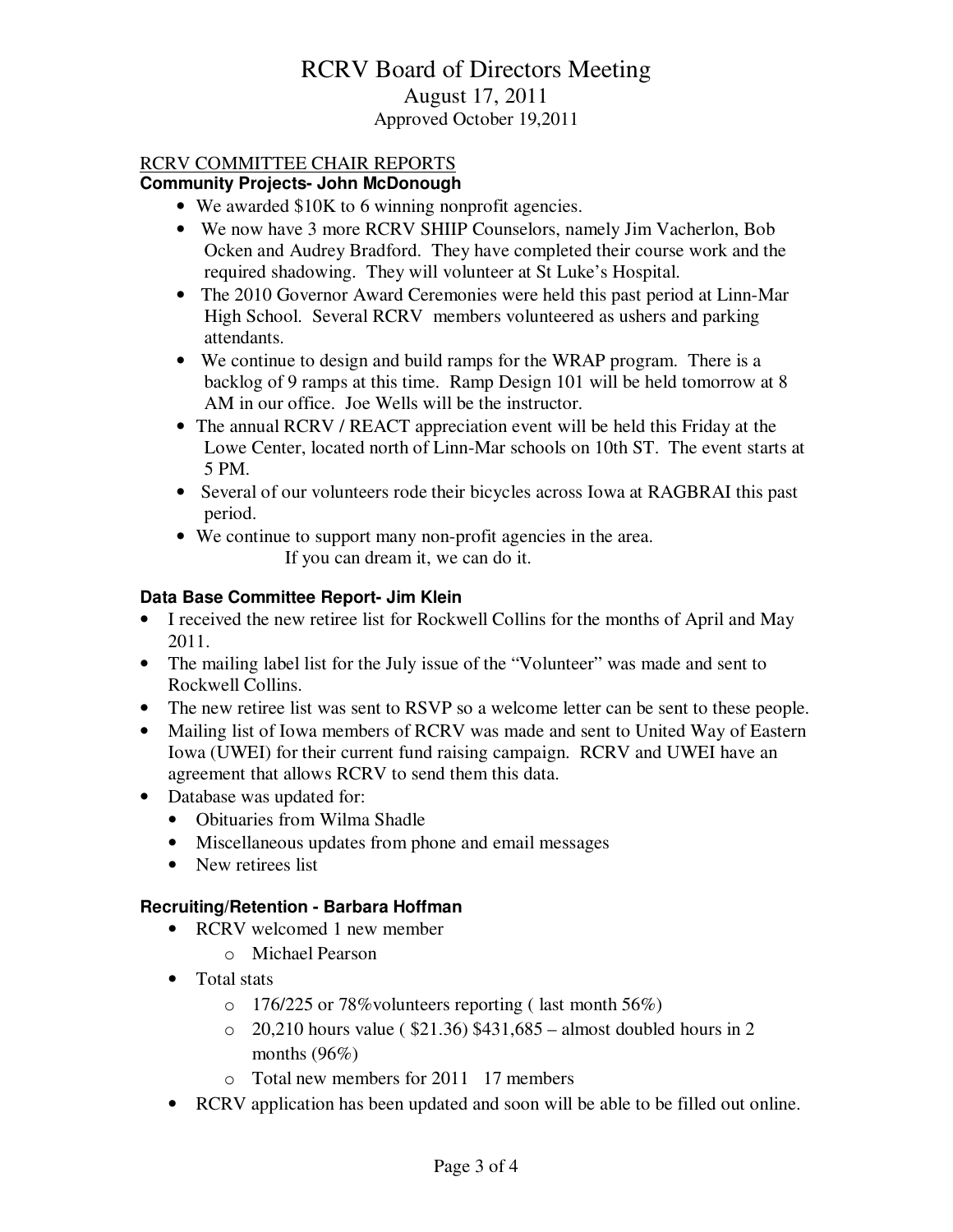# RCRV Board of Directors Meeting

August 17, 2011

Approved October 19,2011

RCRV COMMITTEE CHAIR REPORTS

### Community Projects- John McDonough

- We awarded $10K to 6 winning nonprofit agencies.
- We now have 3 more RCRV SHIIP Counselors, namely Jim Vacherlon, Bob Ocken and Audrey Bradford. They have completed their course work and the required shadowing. They will volunteer at St Luke's Hospital.
- The 2010 Governor Award Ceremonies were held this past period at Linn-Mar High School. Several RCRV members volunteered as ushers and parking attendants.
- We continue to design and build ramps for the WRAP program. There is a backlog of 9 ramps at this time. Ramp Design 101 will be held tomorrow at 8 AM in our office. Joe Wells will be the instructor.
- The annual RCRV / REACT appreciation event will be held this Friday at the Lowe Center, located north of Linn-Mar schools on 10th ST. The event starts at 5 PM.
- Several of our volunteers rode their bicycles across Iowa at RAGBRAI this past period.
- We continue to support many non-profit agencies in the area.

If you can dream it, we can do it.

### Data Base Committee Report- Jim Klein

- I received the new retiree list for Rockwell Collins for the months of April and May 2011.
- The mailing label list for the July issue of the "Volunteer" was made and sent to Rockwell Collins.
- The new retiree list was sent to RSVP so a welcome letter can be sent to these people.
- Mailing list of Iowa members of RCRV was made and sent to United Way of Eastern Iowa (UWEI) for their current fund raising campaign. RCRV and UWEI have an agreement that allows RCRV to send them this data.
- Database was updated for:
  - Obituaries from Wilma Shadle
  - Miscellaneous updates from phone and email messages
  - New retirees list

### Recruiting/Retention - Barbara Hoffman

- RCRV welcomed 1 new member
  - Michael Pearson
- Total stats
  - 176/225 or 78%volunteers reporting ( last month 56%)
  - 20,210 hours value ( $21.36) $431,685 – almost doubled hours in 2 months (96%)
  - Total new members for 2011 17 members
- RCRV application has been updated and soon will be able to be filled out online.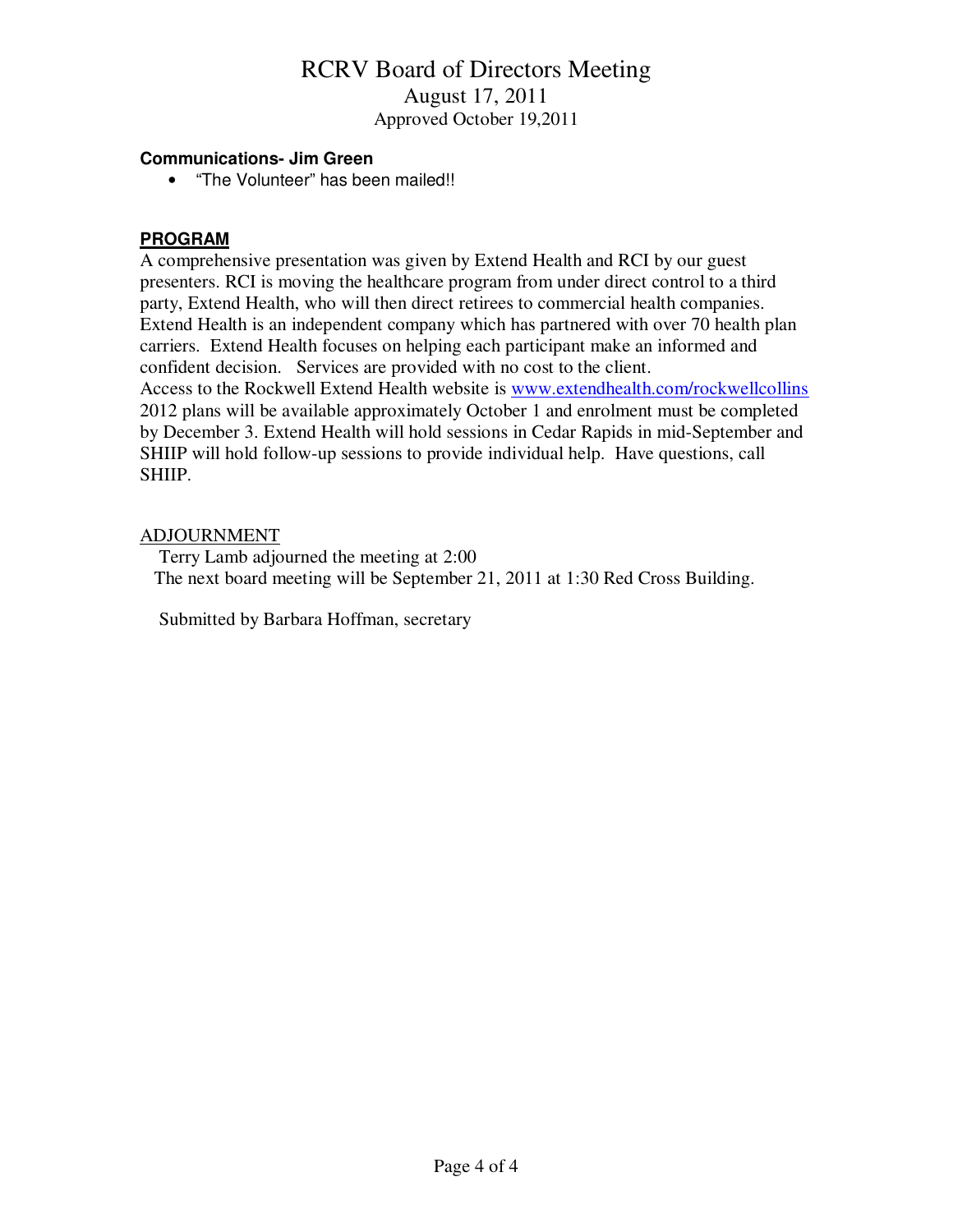**Communications- Jim Green**

- "The Volunteer" has been mailed!!

**PROGRAM**

A comprehensive presentation was given by Extend Health and RCI by our guest presenters. RCI is moving the healthcare program from under direct control to a third party, Extend Health, who will then direct retirees to commercial health companies. Extend Health is an independent company which has partnered with over 70 health plan carriers. Extend Health focuses on helping each participant make an informed and confident decision. Services are provided with no cost to the client.
Access to the Rockwell Extend Health website is www.extendhealth.com/rockwellcollins
2012 plans will be available approximately October 1 and enrolment must be completed by December 3. Extend Health will hold sessions in Cedar Rapids in mid-September and SHIIP will hold follow-up sessions to provide individual help. Have questions, call SHIIP.

ADJOURNMENT

Terry Lamb adjourned the meeting at 2:00
The next board meeting will be September 21, 2011 at 1:30 Red Cross Building.

Submitted by Barbara Hoffman, secretary